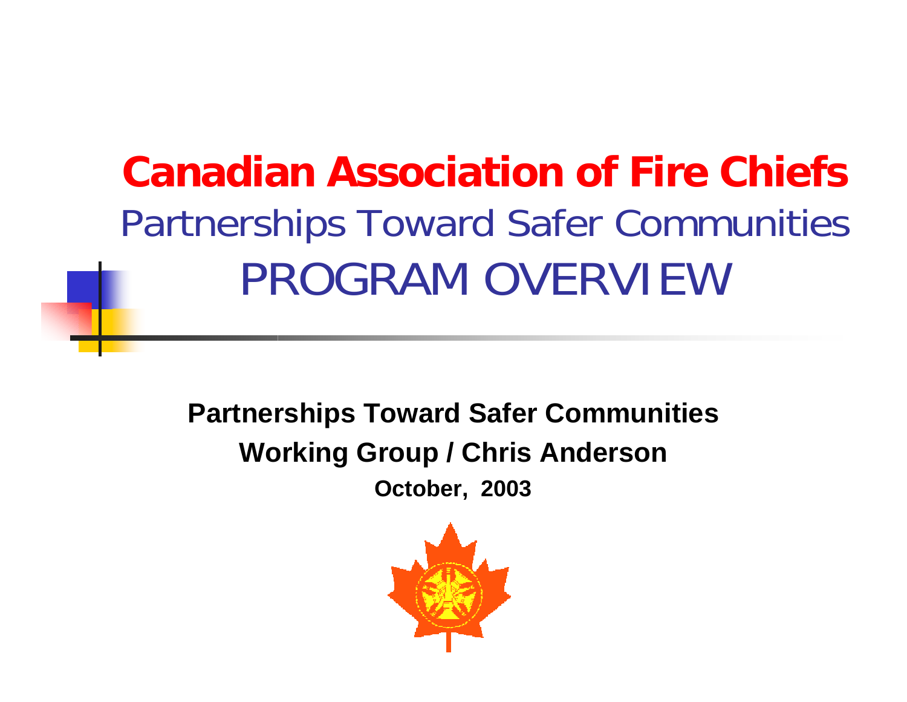# Canadian Association of Fire Chiefs

## Partnerships Toward Safer Communities

## PROGRAM OVERVIEW

**Partnerships Toward Safer Communities**

**Working Group / Chris Anderson**

**October, 2003**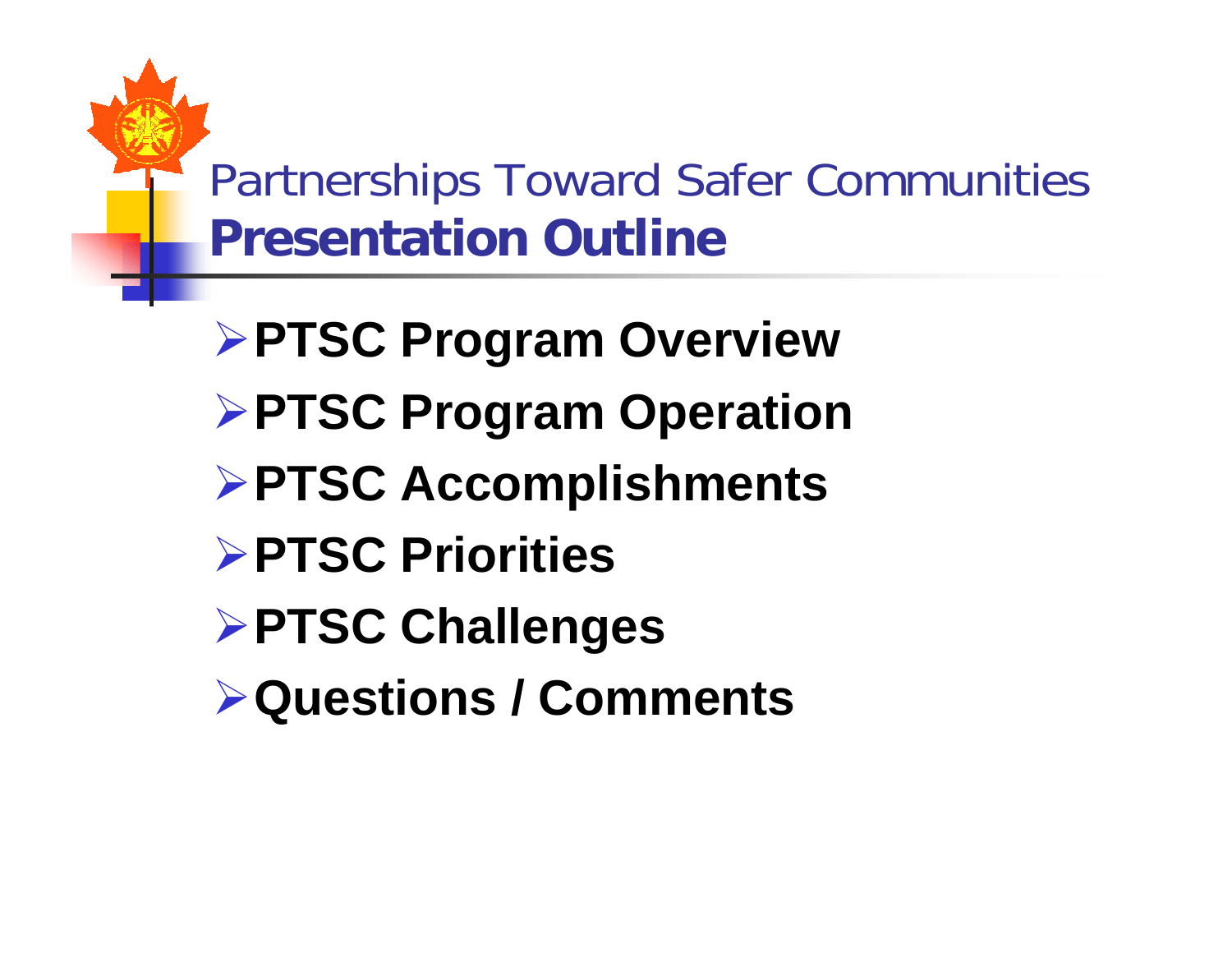Partnerships Toward Safer Communities

# Presentation Outline

- **PTSC Program Overview**
- **PTSC Program Operation**
- **PTSC Accomplishments**
- **PTSC Priorities**
- **PTSC Challenges**
- **Questions / Comments**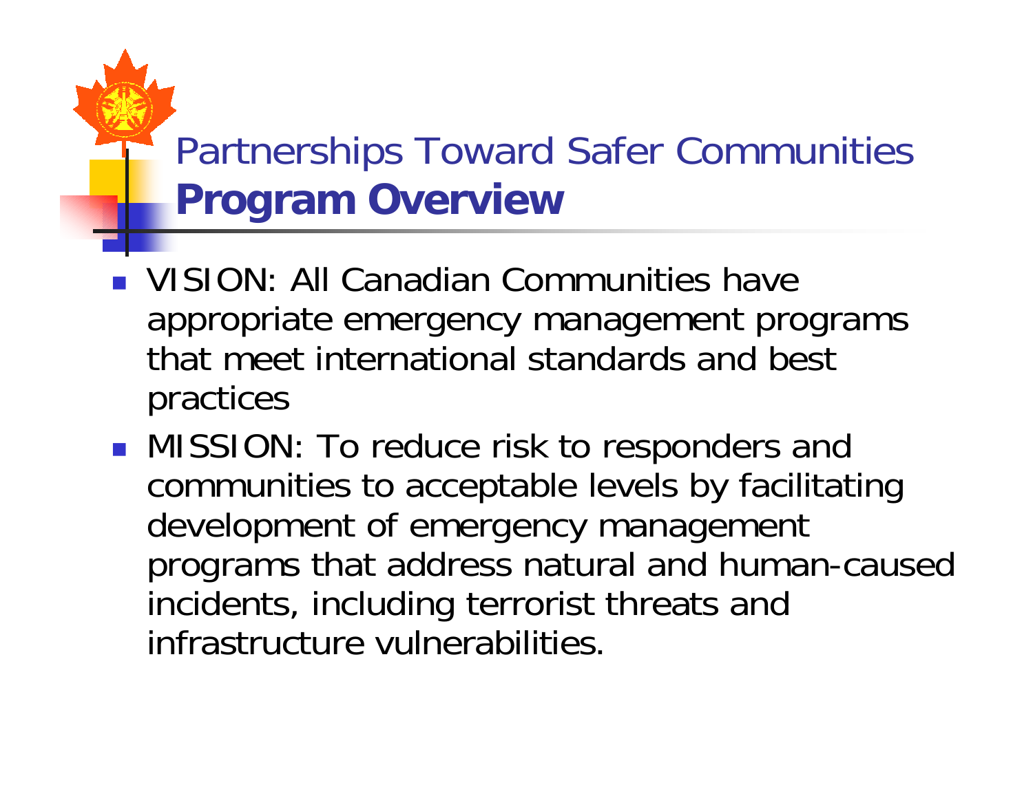# Partnerships Toward Safer Communities **Program Overview**

- VISION: All Canadian Communities have appropriate emergency management programs that meet international standards and best practices
- MISSION: To reduce risk to responders and communities to acceptable levels by facilitating development of emergency management programs that address natural and human-caused incidents, including terrorist threats and infrastructure vulnerabilities.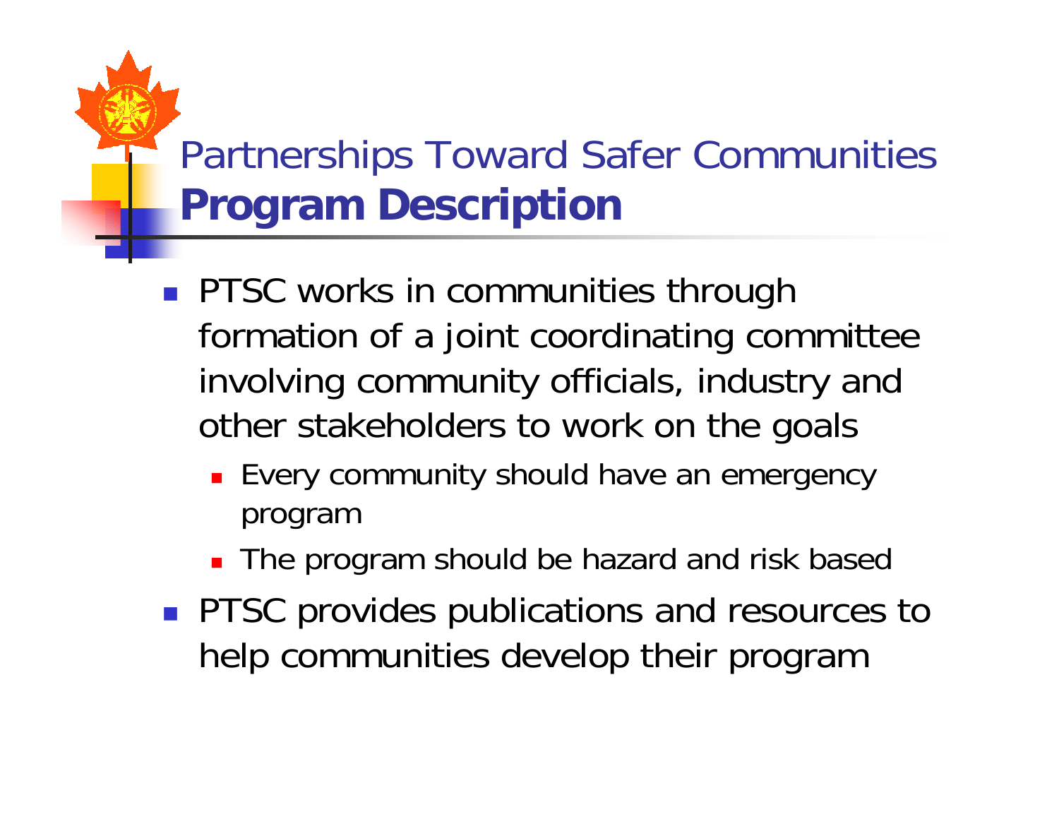# Partnerships Toward Safer Communities
## **Program Description**

- PTSC works in communities through formation of a joint coordinating committee involving community officials, industry and other stakeholders to work on the goals
  - Every community should have an emergency program
  - The program should be hazard and risk based
- PTSC provides publications and resources to help communities develop their program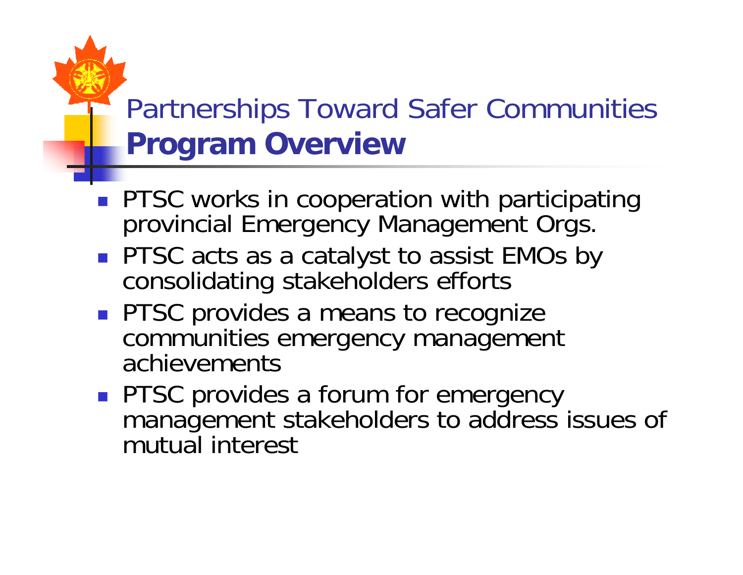# Partnerships Toward Safer Communities
## **Program Overview**

- PTSC works in cooperation with participating provincial Emergency Management Orgs.
- PTSC acts as a catalyst to assist EMOs by consolidating stakeholders efforts
- PTSC provides a means to recognize communities emergency management achievements
- PTSC provides a forum for emergency management stakeholders to address issues of mutual interest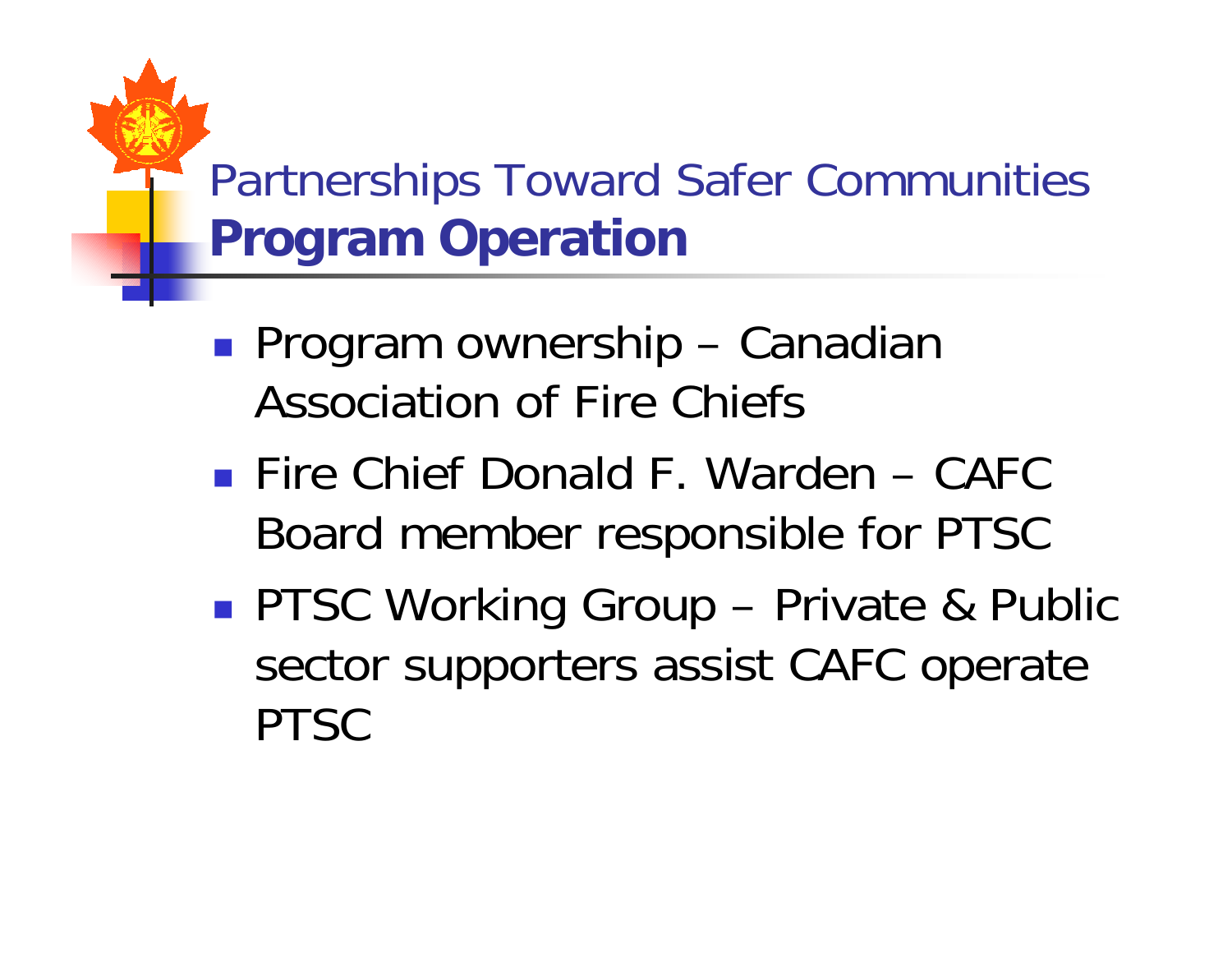# Partnerships Toward Safer Communities
## **Program Operation**

- Program ownership – Canadian Association of Fire Chiefs
- Fire Chief Donald F. Warden – CAFC Board member responsible for PTSC
- PTSC Working Group – Private & Public sector supporters assist CAFC operate PTSC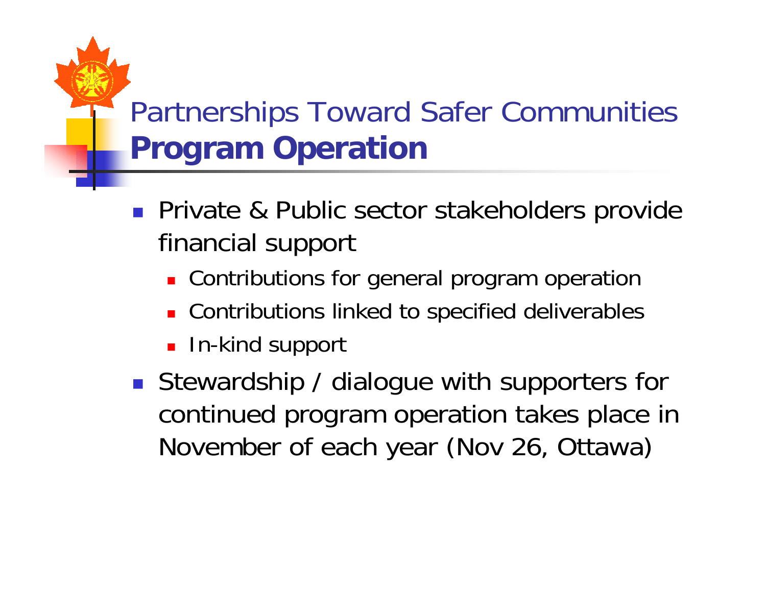# Partnerships Toward Safer Communities
## **Program Operation**

- Private & Public sector stakeholders provide financial support
  - Contributions for general program operation
  - Contributions linked to specified deliverables
  - In-kind support
- Stewardship / dialogue with supporters for continued program operation takes place in November of each year (Nov 26, Ottawa)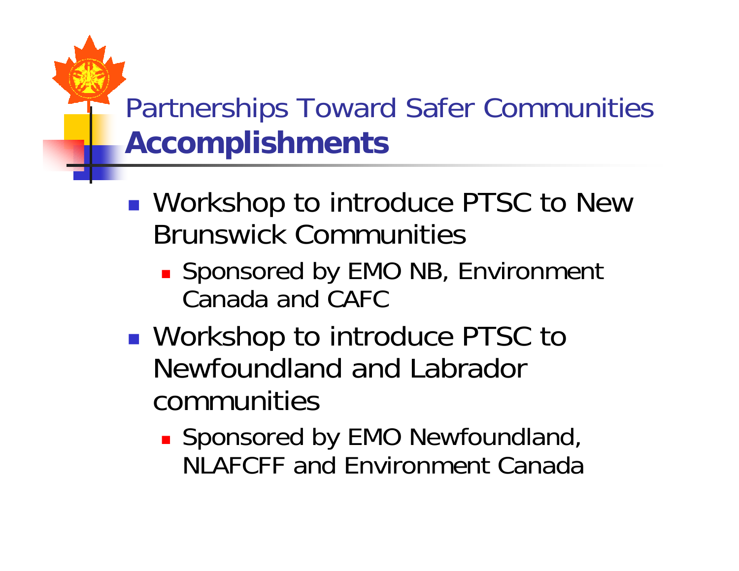# Partnerships Toward Safer Communities
## **Accomplishments**

- Workshop to introduce PTSC to New Brunswick Communities
  - Sponsored by EMO NB, Environment Canada and CAFC
- Workshop to introduce PTSC to Newfoundland and Labrador communities
  - Sponsored by EMO Newfoundland, NLAFCFF and Environment Canada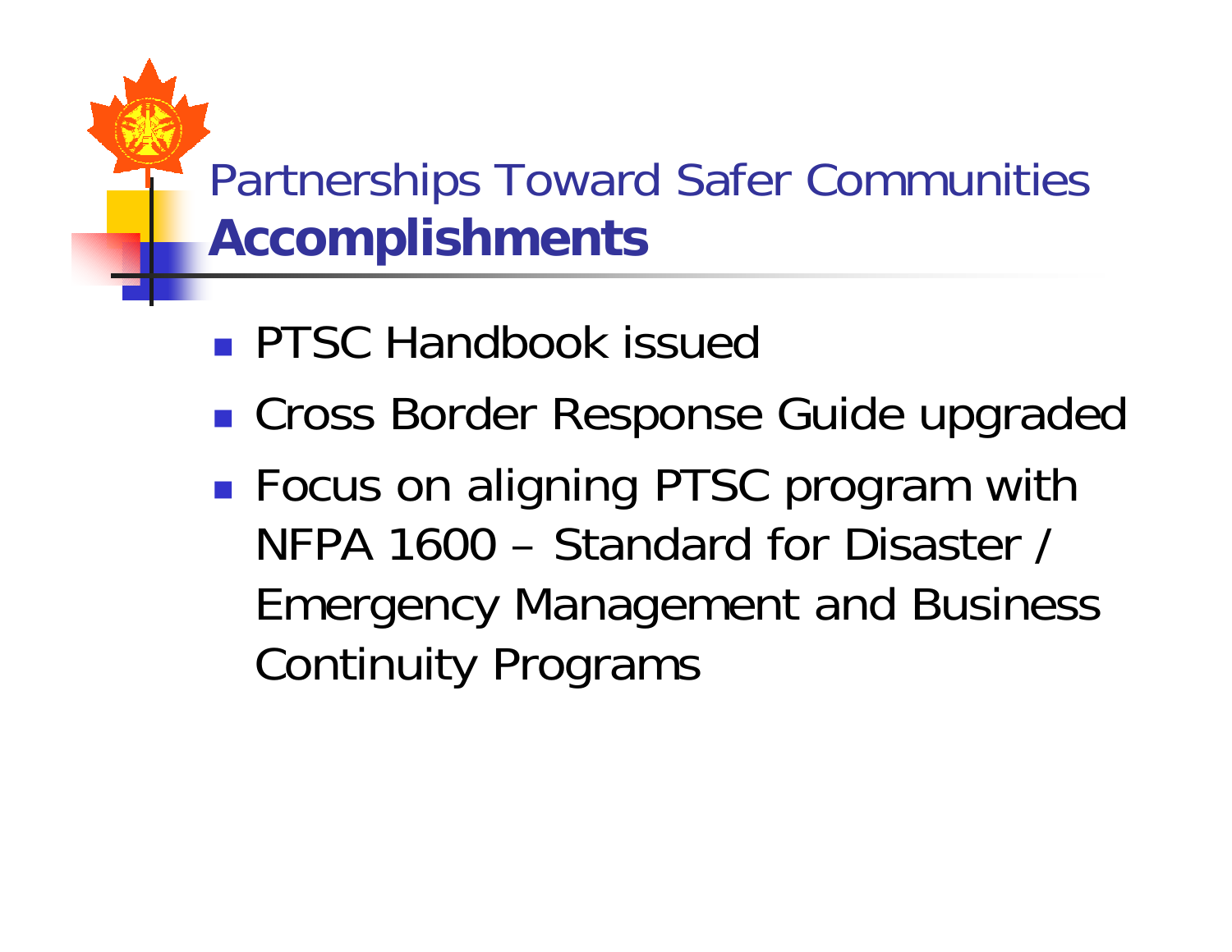# Partnerships Toward Safer Communities
## **Accomplishments**

- PTSC Handbook issued
- Cross Border Response Guide upgraded
- Focus on aligning PTSC program with NFPA 1600 – Standard for Disaster / Emergency Management and Business Continuity Programs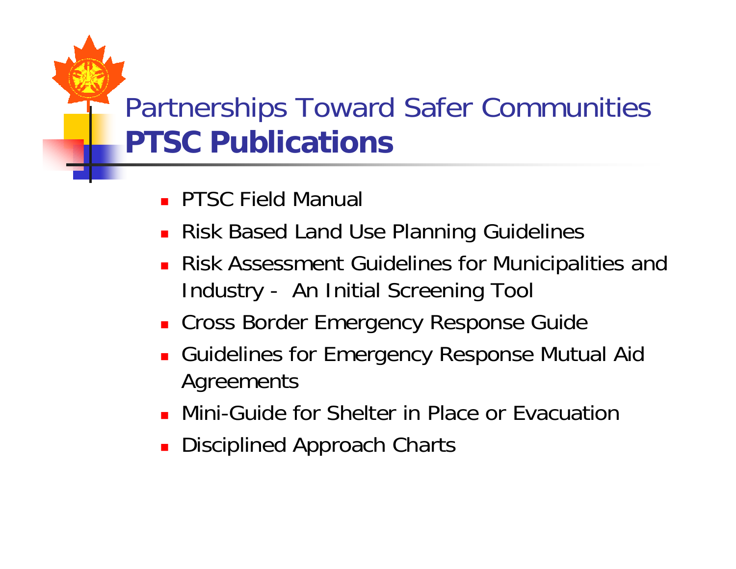# Partnerships Toward Safer Communities

## **PTSC Publications**

- PTSC Field Manual
- Risk Based Land Use Planning Guidelines
- Risk Assessment Guidelines for Municipalities and Industry - An Initial Screening Tool
- Cross Border Emergency Response Guide
- Guidelines for Emergency Response Mutual Aid Agreements
- Mini-Guide for Shelter in Place or Evacuation
- Disciplined Approach Charts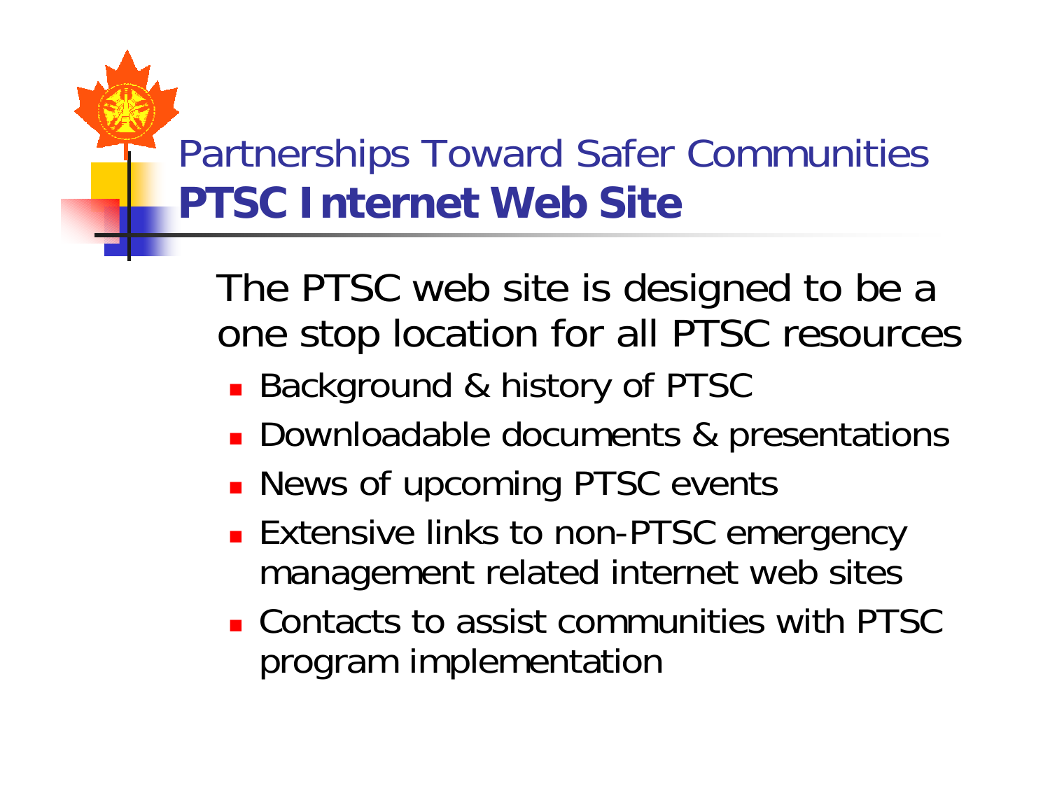# Partnerships Toward Safer Communities
## **PTSC Internet Web Site**

The PTSC web site is designed to be a one stop location for all PTSC resources

- Background & history of PTSC
- Downloadable documents & presentations
- News of upcoming PTSC events
- Extensive links to non-PTSC emergency management related internet web sites
- Contacts to assist communities with PTSC program implementation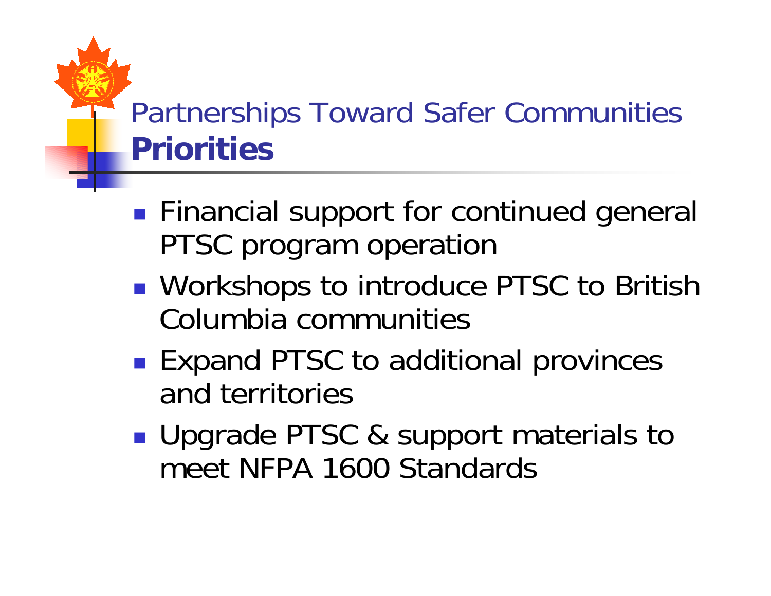## Partnerships Toward Safer Communities
# **Priorities**

- Financial support for continued general PTSC program operation
- Workshops to introduce PTSC to British Columbia communities
- Expand PTSC to additional provinces and territories
- Upgrade PTSC & support materials to meet NFPA 1600 Standards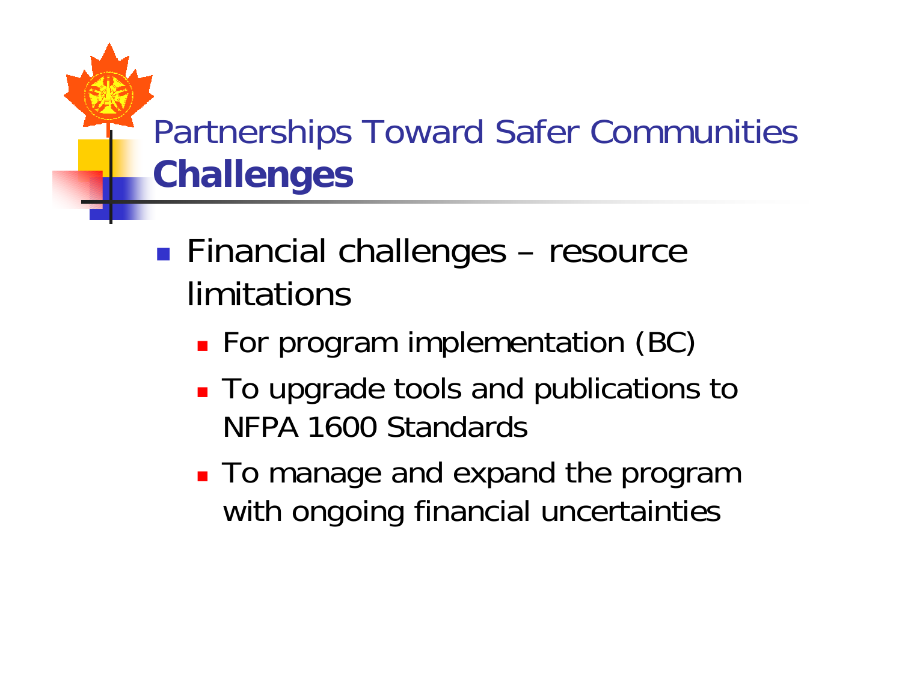# Partnerships Toward Safer Communities
## **Challenges**

- Financial challenges – resource limitations
  - For program implementation (BC)
  - To upgrade tools and publications to NFPA 1600 Standards
  - To manage and expand the program with ongoing financial uncertainties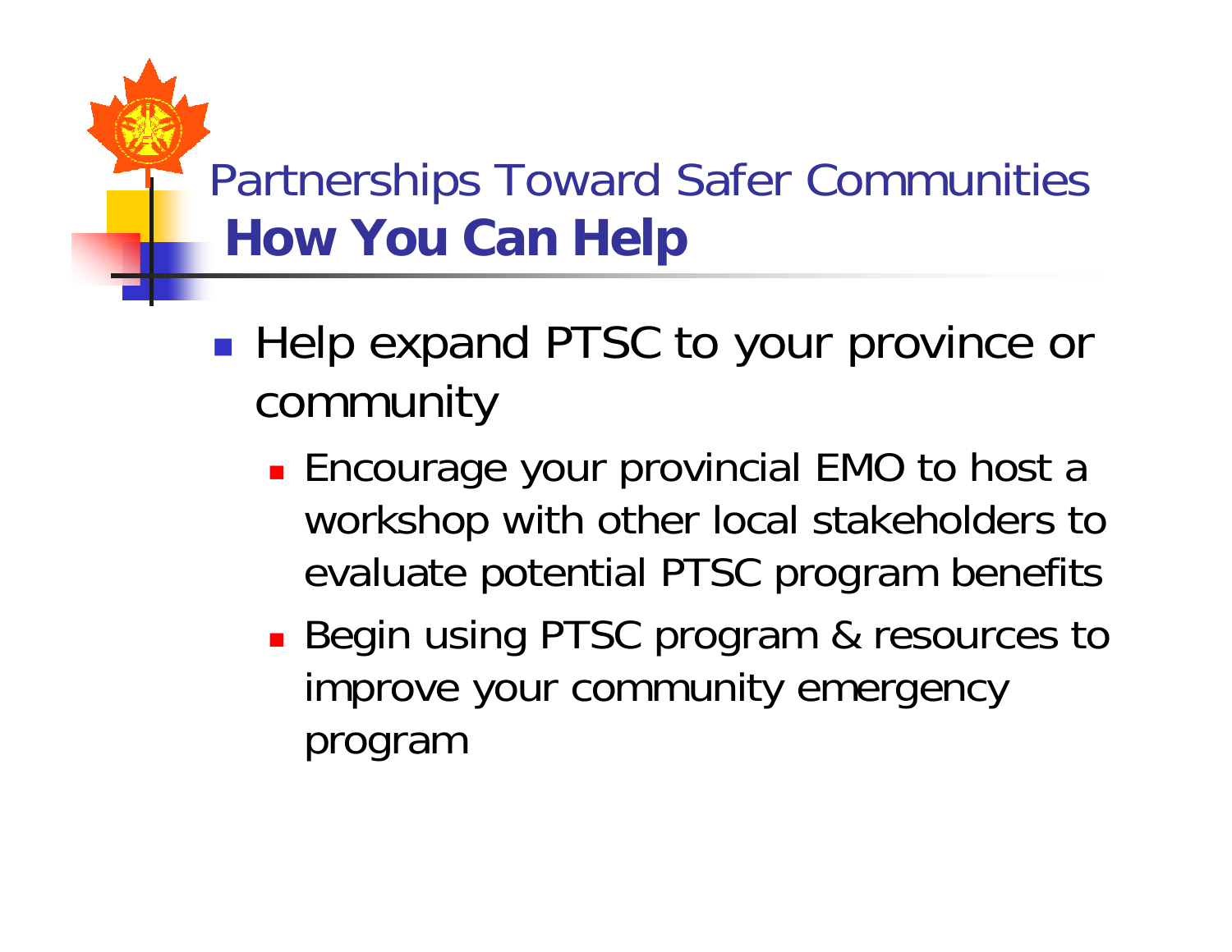# Partnerships Toward Safer Communities

## How You Can Help

- Help expand PTSC to your province or community
  - Encourage your provincial EMO to host a workshop with other local stakeholders to evaluate potential PTSC program benefits
  - Begin using PTSC program & resources to improve your community emergency program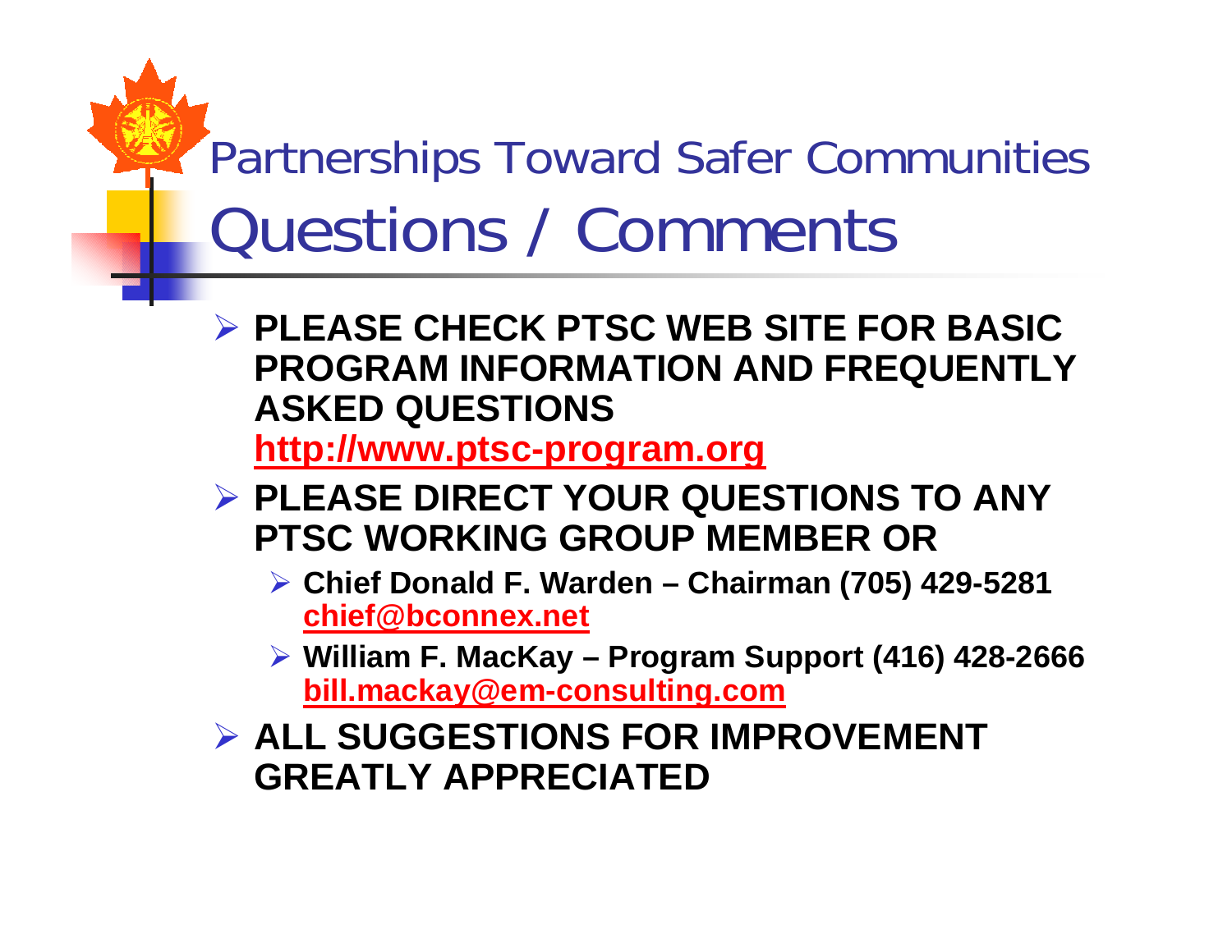Partnerships Toward Safer Communities

# Questions / Comments

- **PLEASE CHECK PTSC WEB SITE FOR BASIC PROGRAM INFORMATION AND FREQUENTLY ASKED QUESTIONS**
  **http://www.ptsc-program.org**
- **PLEASE DIRECT YOUR QUESTIONS TO ANY PTSC WORKING GROUP MEMBER OR**
  - **Chief Donald F. Warden – Chairman (705) 429-5281**
    **chief@bconnex.net**
  - **William F. MacKay – Program Support (416) 428-2666**
    **bill.mackay@em-consulting.com**
- **ALL SUGGESTIONS FOR IMPROVEMENT GREATLY APPRECIATED**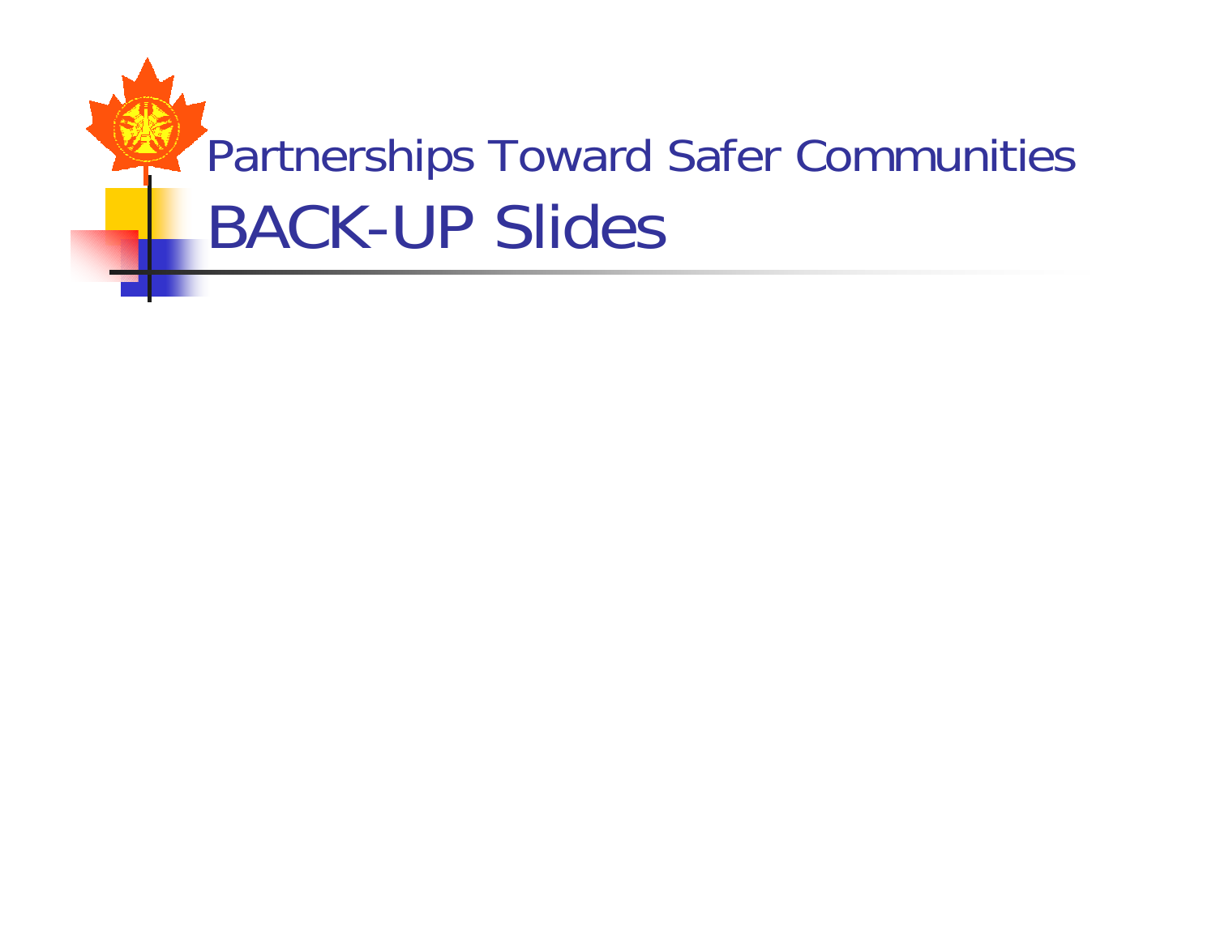Partnerships Toward Safer Communities

# BACK-UP Slides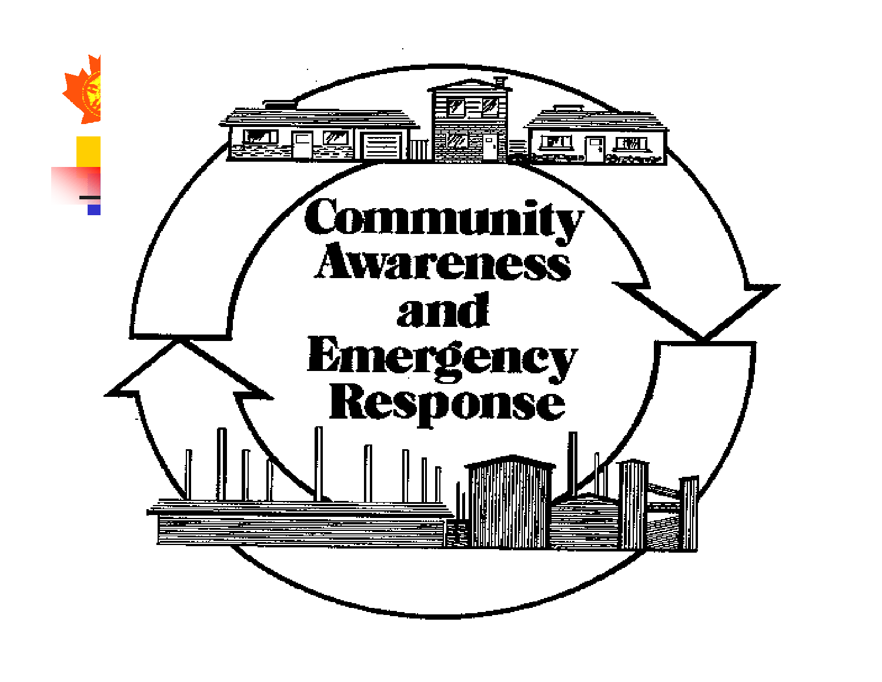Community Awareness and Emergency Response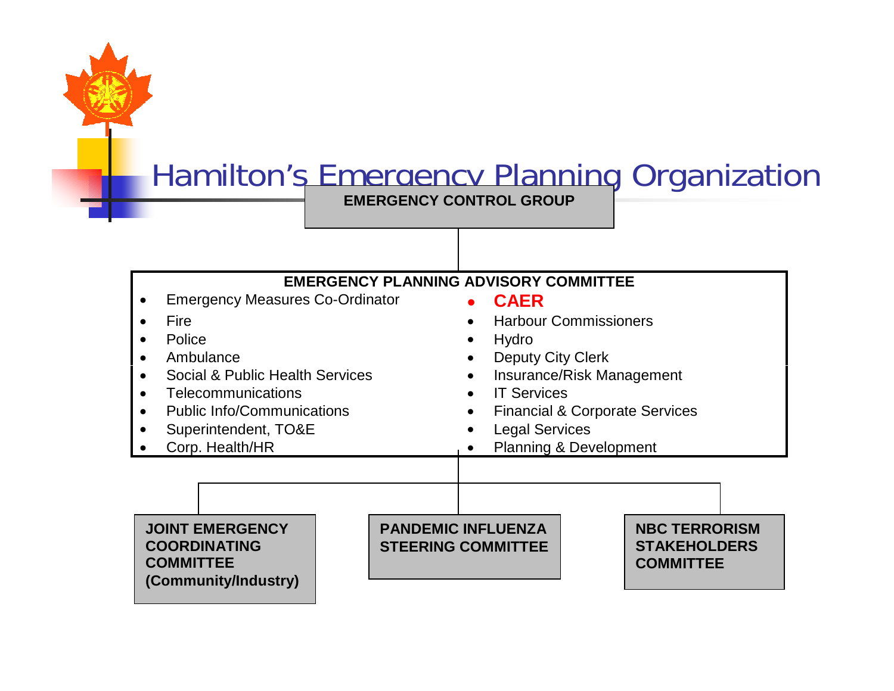# Hamilton's Emergency Planning Organization

**EMERGENCY CONTROL GROUP**

**EMERGENCY PLANNING ADVISORY COMMITTEE**

- Emergency Measures Co-Ordinator
- Fire
- Police
- Ambulance
- Social & Public Health Services
- Telecommunications
- Public Info/Communications
- Superintendent, TO&E
- Corp. Health/HR
- **CAER**
- Harbour Commissioners
- Hydro
- Deputy City Clerk
- Insurance/Risk Management
- IT Services
- Financial & Corporate Services
- Legal Services
- Planning & Development

**JOINT EMERGENCY COORDINATING COMMITTEE (Community/Industry)**

**PANDEMIC INFLUENZA STEERING COMMITTEE**

**NBC TERRORISM STAKEHOLDERS COMMITTEE**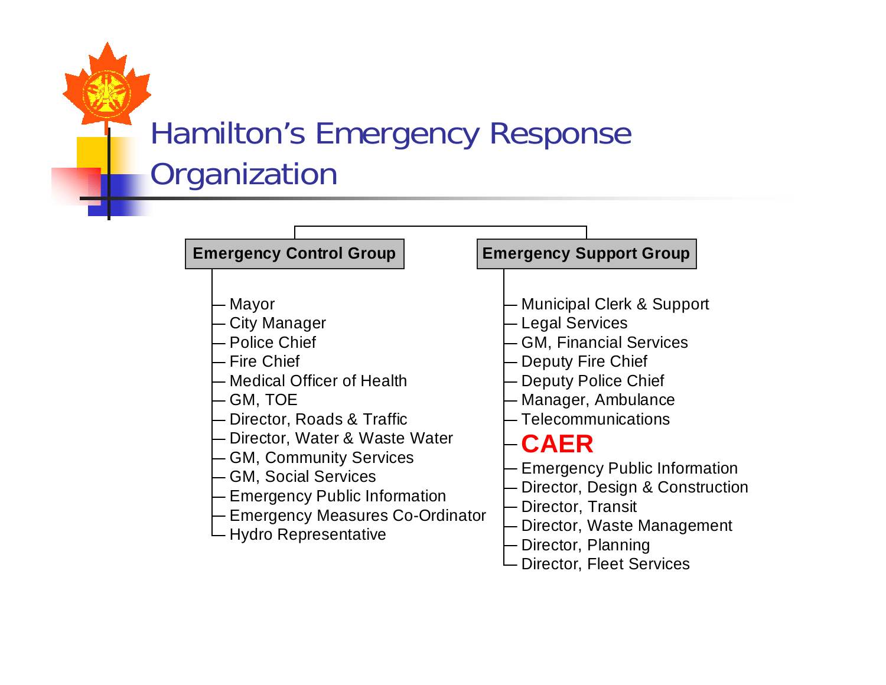# Hamilton's Emergency Response Organization

## Emergency Control Group

- Mayor
- City Manager
- Police Chief
- Fire Chief
- Medical Officer of Health
- GM, TOE
- Director, Roads & Traffic
- Director, Water & Waste Water
- GM, Community Services
- GM, Social Services
- Emergency Public Information
- Emergency Measures Co-Ordinator
- Hydro Representative

## Emergency Support Group

- Municipal Clerk & Support
- Legal Services
- GM, Financial Services
- Deputy Fire Chief
- Deputy Police Chief
- Manager, Ambulance
- Telecommunications
- **CAER**
- Emergency Public Information
- Director, Design & Construction
- Director, Transit
- Director, Waste Management
- Director, Planning
- Director, Fleet Services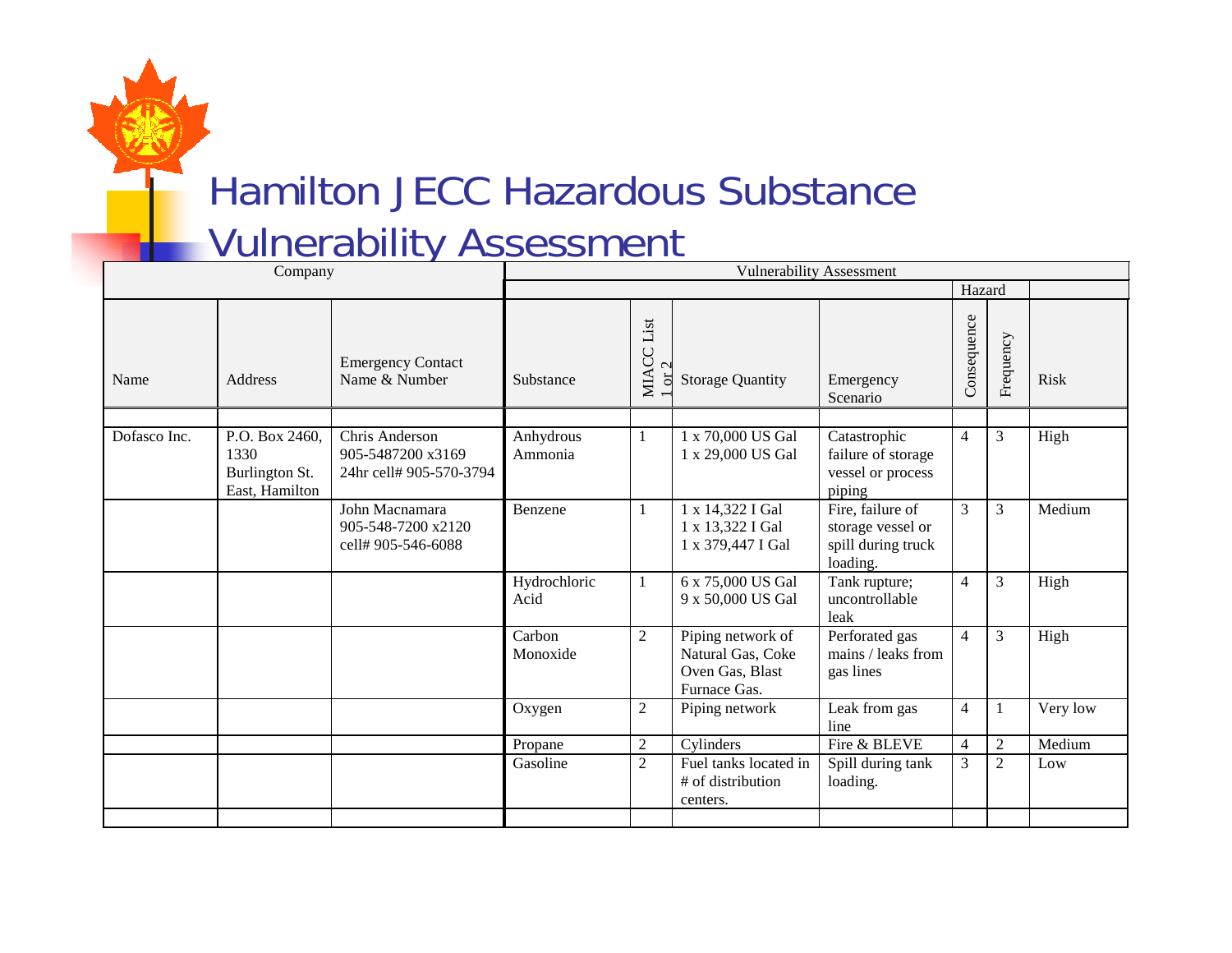# Hamilton JECC Hazardous Substance Vulnerability Assessment

| Company | | | Vulnerability Assessment | | | | | | |
|---|---|---|---|---|---|---|---|---|---|
| | | | | | | | Hazard | | |
| Name | Address | Emergency Contact Name & Number | Substance | MIACC List 1 or 2 | Storage Quantity | Emergency Scenario | Consequence | Frequency | Risk |
| | | | | | | | | | |
| Dofasco Inc. | P.O. Box 2460, 1330 Burlington St. East, Hamilton | Chris Anderson 905-5487200 x3169 24hr cell# 905-570-3794 | Anhydrous Ammonia | 1 | 1 x 70,000 US Gal 1 x 29,000 US Gal | Catastrophic failure of storage vessel or process piping | 4 | 3 | High |
| | | John Macnamara 905-548-7200 x2120 cell# 905-546-6088 | Benzene | 1 | 1 x 14,322 I Gal 1 x 13,322 I Gal 1 x 379,447 I Gal | Fire, failure of storage vessel or spill during truck loading. | 3 | 3 | Medium |
| | | | Hydrochloric Acid | 1 | 6 x 75,000 US Gal 9 x 50,000 US Gal | Tank rupture; uncontrollable leak | 4 | 3 | High |
| | | | Carbon Monoxide | 2 | Piping network of Natural Gas, Coke Oven Gas, Blast Furnace Gas. | Perforated gas mains / leaks from gas lines | 4 | 3 | High |
| | | | Oxygen | 2 | Piping network | Leak from gas line | 4 | 1 | Very low |
| | | | Propane | 2 | Cylinders | Fire & BLEVE | 4 | 2 | Medium |
| | | | Gasoline | 2 | Fuel tanks located in # of distribution centers. | Spill during tank loading. | 3 | 2 | Low |
| | | | | | | | | | |